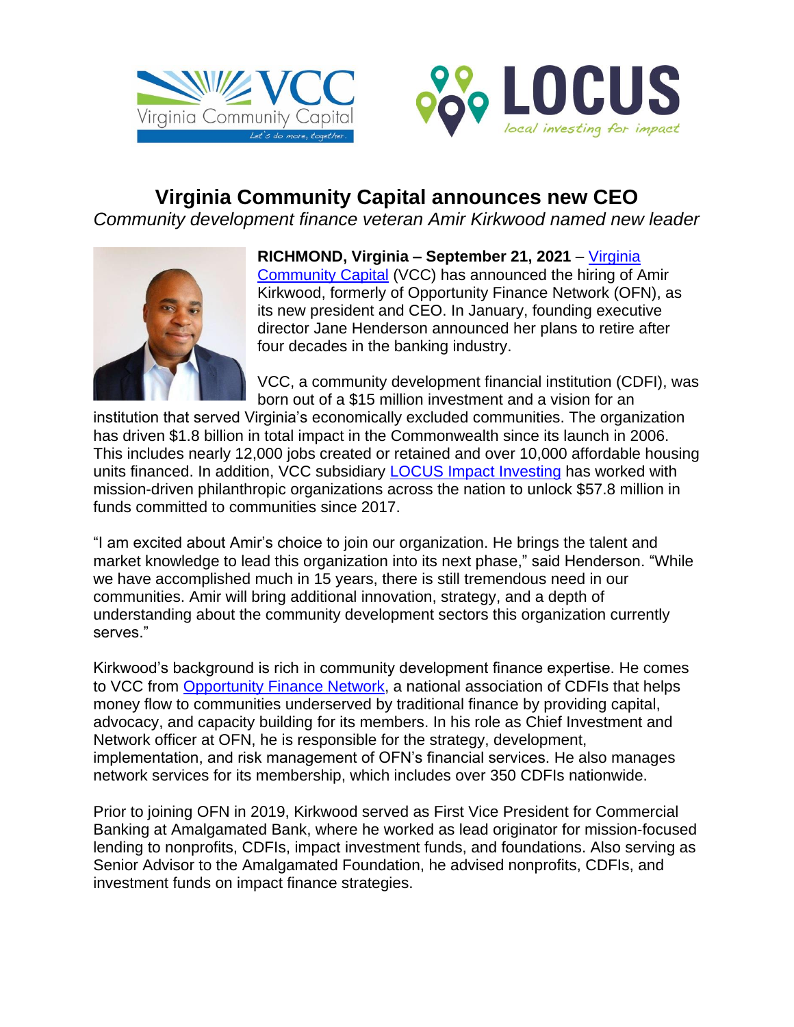# Virginia Community Capital announces new CEO

*Community development finance veteran Amir Kirkwood named new leader*

**RICHMOND, Virginia – September 21, 2021** – Virginia Community Capital (VCC) has announced the hiring of Amir Kirkwood, formerly of Opportunity Finance Network (OFN), as its new president and CEO. In January, founding executive director Jane Henderson announced her plans to retire after four decades in the banking industry.

VCC, a community development financial institution (CDFI), was born out of a $15 million investment and a vision for an institution that served Virginia's economically excluded communities. The organization has driven $1.8 billion in total impact in the Commonwealth since its launch in 2006. This includes nearly 12,000 jobs created or retained and over 10,000 affordable housing units financed. In addition, VCC subsidiary LOCUS Impact Investing has worked with mission-driven philanthropic organizations across the nation to unlock $57.8 million in funds committed to communities since 2017.

"I am excited about Amir's choice to join our organization. He brings the talent and market knowledge to lead this organization into its next phase," said Henderson. "While we have accomplished much in 15 years, there is still tremendous need in our communities. Amir will bring additional innovation, strategy, and a depth of understanding about the community development sectors this organization currently serves."

Kirkwood's background is rich in community development finance expertise. He comes to VCC from Opportunity Finance Network, a national association of CDFIs that helps money flow to communities underserved by traditional finance by providing capital, advocacy, and capacity building for its members. In his role as Chief Investment and Network officer at OFN, he is responsible for the strategy, development, implementation, and risk management of OFN's financial services. He also manages network services for its membership, which includes over 350 CDFIs nationwide.

Prior to joining OFN in 2019, Kirkwood served as First Vice President for Commercial Banking at Amalgamated Bank, where he worked as lead originator for mission-focused lending to nonprofits, CDFIs, impact investment funds, and foundations. Also serving as Senior Advisor to the Amalgamated Foundation, he advised nonprofits, CDFIs, and investment funds on impact finance strategies.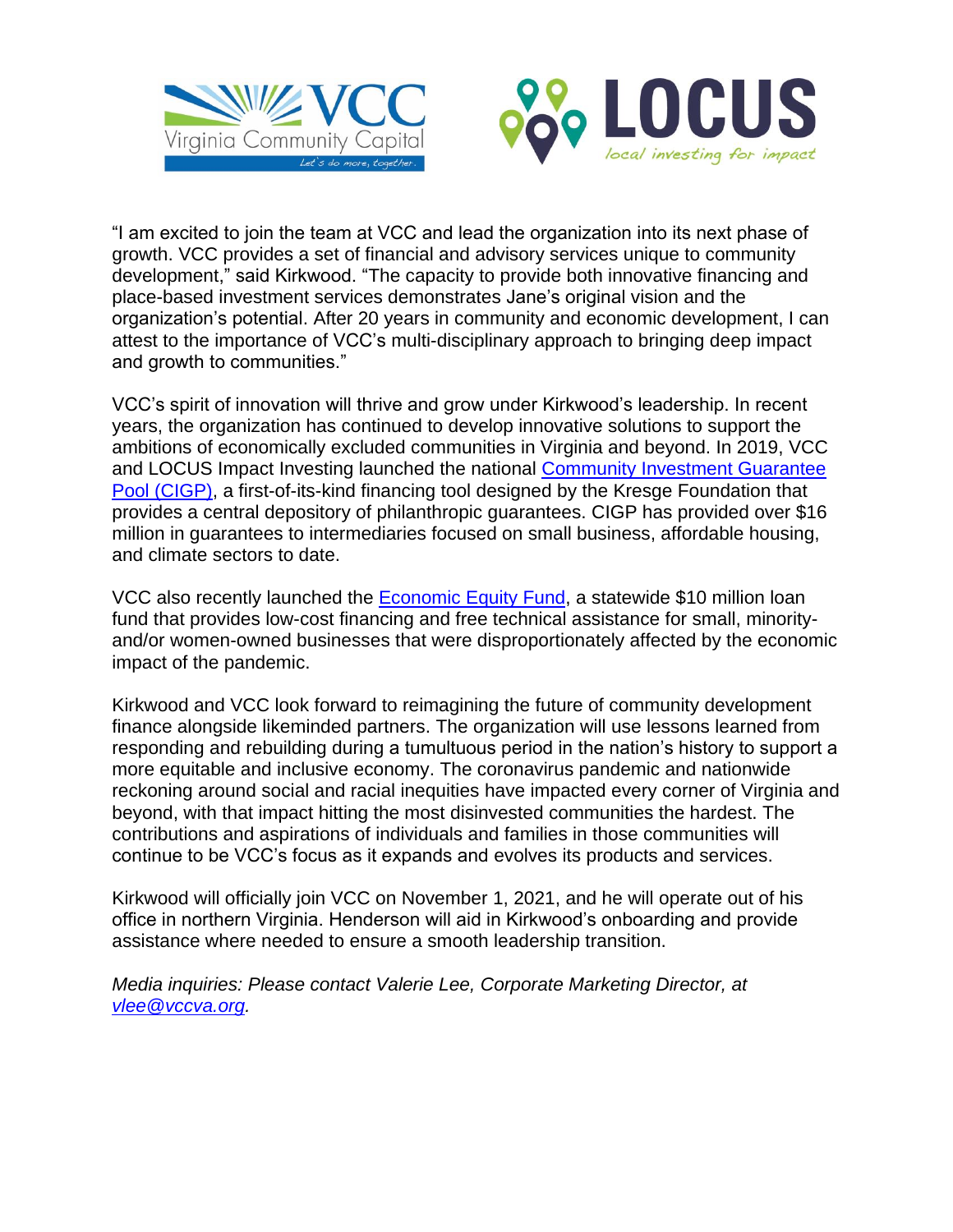"I am excited to join the team at VCC and lead the organization into its next phase of growth. VCC provides a set of financial and advisory services unique to community development," said Kirkwood. "The capacity to provide both innovative financing and place-based investment services demonstrates Jane's original vision and the organization's potential. After 20 years in community and economic development, I can attest to the importance of VCC's multi-disciplinary approach to bringing deep impact and growth to communities."

VCC's spirit of innovation will thrive and grow under Kirkwood's leadership. In recent years, the organization has continued to develop innovative solutions to support the ambitions of economically excluded communities in Virginia and beyond. In 2019, VCC and LOCUS Impact Investing launched the national [Community Investment Guarantee Pool (CIGP)](), a first-of-its-kind financing tool designed by the Kresge Foundation that provides a central depository of philanthropic guarantees. CIGP has provided over $16 million in guarantees to intermediaries focused on small business, affordable housing, and climate sectors to date.

VCC also recently launched the [Economic Equity Fund](), a statewide $10 million loan fund that provides low-cost financing and free technical assistance for small, minority- and/or women-owned businesses that were disproportionately affected by the economic impact of the pandemic.

Kirkwood and VCC look forward to reimagining the future of community development finance alongside likeminded partners. The organization will use lessons learned from responding and rebuilding during a tumultuous period in the nation's history to support a more equitable and inclusive economy. The coronavirus pandemic and nationwide reckoning around social and racial inequities have impacted every corner of Virginia and beyond, with that impact hitting the most disinvested communities the hardest. The contributions and aspirations of individuals and families in those communities will continue to be VCC's focus as it expands and evolves its products and services.

Kirkwood will officially join VCC on November 1, 2021, and he will operate out of his office in northern Virginia. Henderson will aid in Kirkwood's onboarding and provide assistance where needed to ensure a smooth leadership transition.

*Media inquiries: Please contact Valerie Lee, Corporate Marketing Director, at vlee@vccva.org.*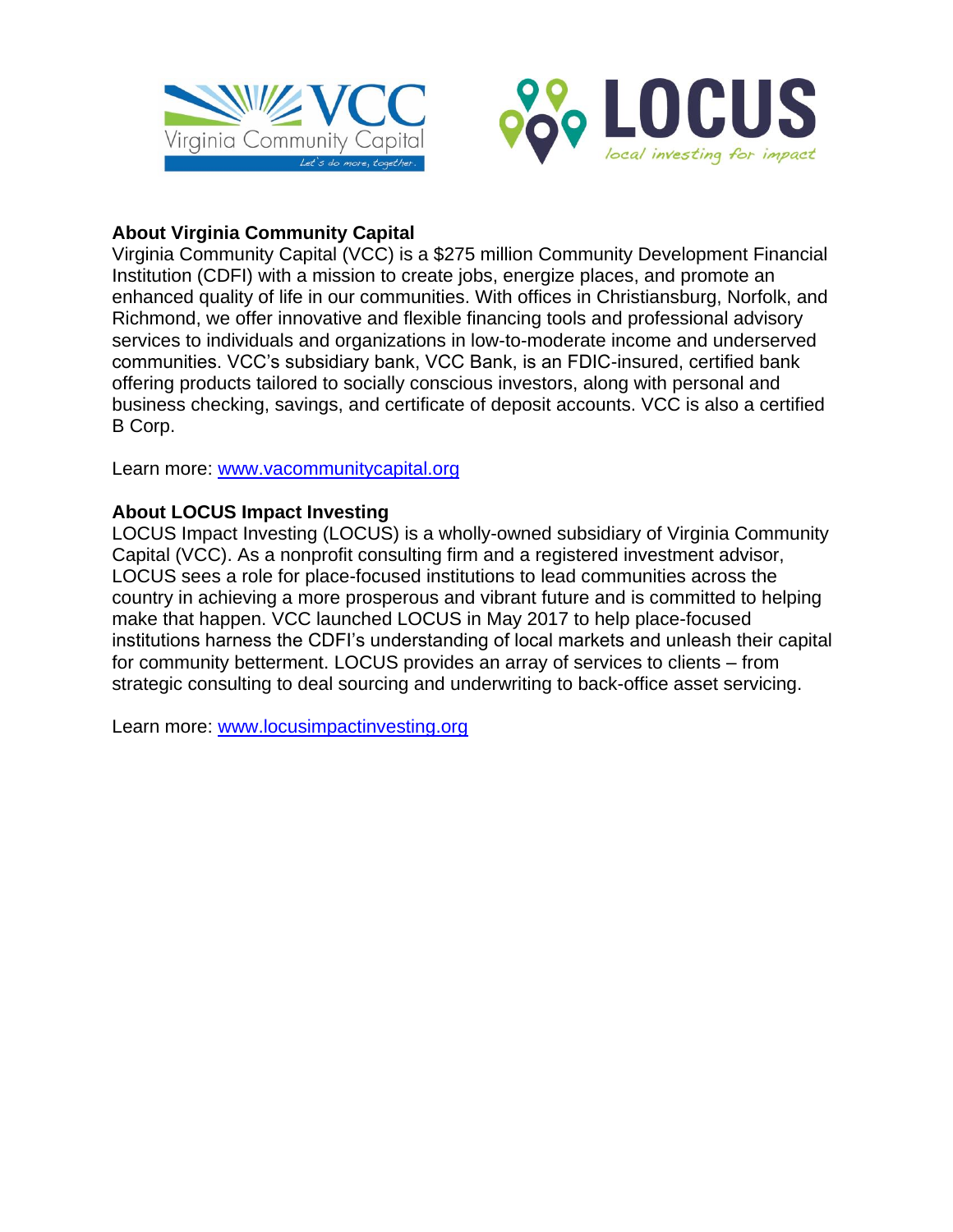**About Virginia Community Capital**
Virginia Community Capital (VCC) is a $275 million Community Development Financial Institution (CDFI) with a mission to create jobs, energize places, and promote an enhanced quality of life in our communities. With offices in Christiansburg, Norfolk, and Richmond, we offer innovative and flexible financing tools and professional advisory services to individuals and organizations in low-to-moderate income and underserved communities. VCC's subsidiary bank, VCC Bank, is an FDIC-insured, certified bank offering products tailored to socially conscious investors, along with personal and business checking, savings, and certificate of deposit accounts. VCC is also a certified B Corp.

Learn more: www.vacommunitycapital.org

**About LOCUS Impact Investing**
LOCUS Impact Investing (LOCUS) is a wholly-owned subsidiary of Virginia Community Capital (VCC). As a nonprofit consulting firm and a registered investment advisor, LOCUS sees a role for place-focused institutions to lead communities across the country in achieving a more prosperous and vibrant future and is committed to helping make that happen. VCC launched LOCUS in May 2017 to help place-focused institutions harness the CDFI's understanding of local markets and unleash their capital for community betterment. LOCUS provides an array of services to clients – from strategic consulting to deal sourcing and underwriting to back-office asset servicing.

Learn more: www.locusimpactinvesting.org